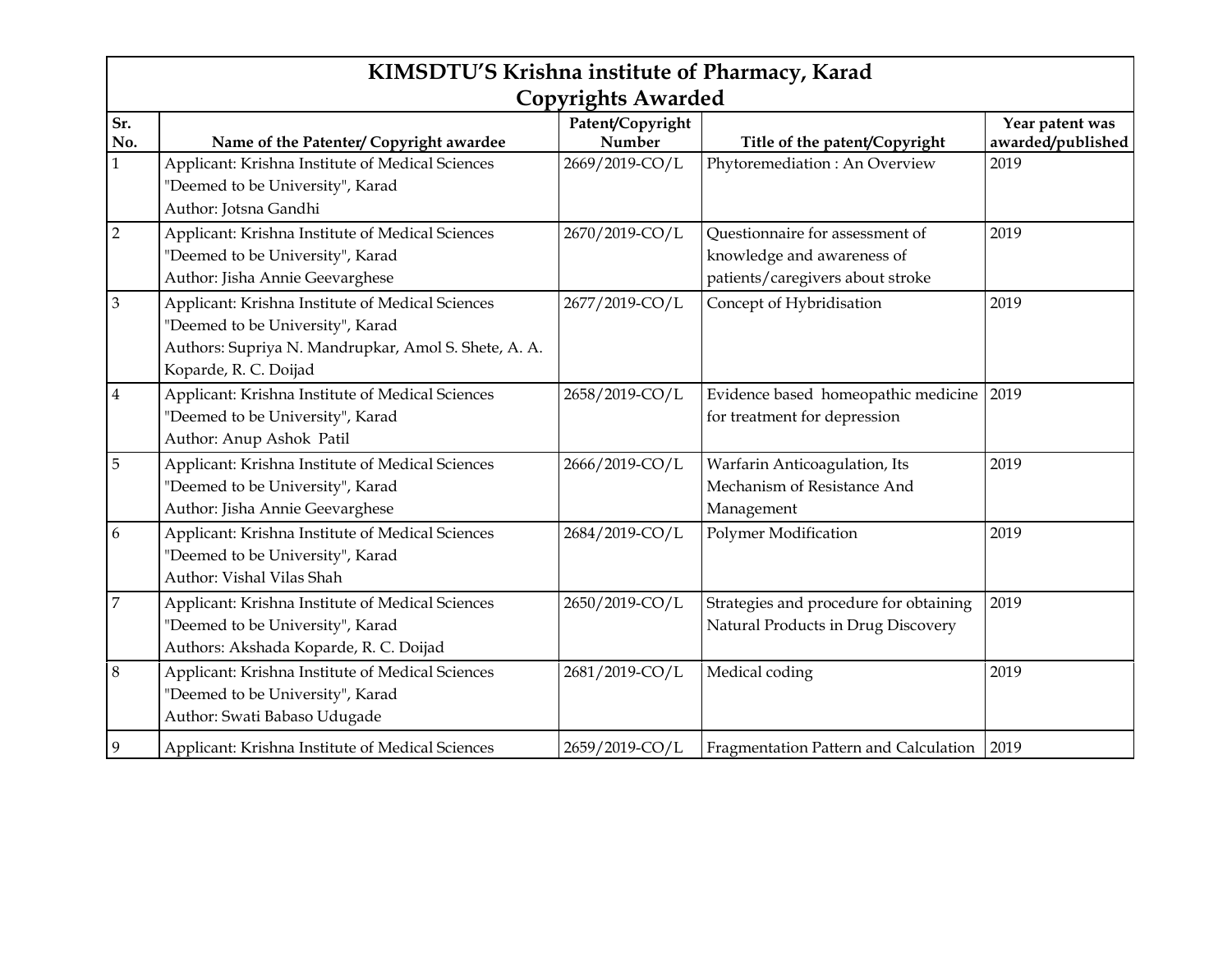# KIMSDTU'S Krishna institute of Pharmacy, Karad
## Copyrights Awarded

| Sr. No. | Name of the Patenter/ Copyright awardee | Patent/Copyright Number | Title of the patent/Copyright | Year patent was awarded/published |
|---|---|---|---|---|
| 1 | Applicant: Krishna Institute of Medical Sciences "Deemed to be University", Karad<br>Author: Jotsna Gandhi | 2669/2019-CO/L | Phytoremediation : An Overview | 2019 |
| 2 | Applicant: Krishna Institute of Medical Sciences "Deemed to be University", Karad<br>Author: Jisha Annie Geevarghese | 2670/2019-CO/L | Questionnaire for assessment of knowledge and awareness of patients/caregivers about stroke | 2019 |
| 3 | Applicant: Krishna Institute of Medical Sciences "Deemed to be University", Karad<br>Authors: Supriya N. Mandrupkar, Amol S. Shete, A. A. Koparde, R. C. Doijad | 2677/2019-CO/L | Concept of Hybridisation | 2019 |
| 4 | Applicant: Krishna Institute of Medical Sciences "Deemed to be University", Karad<br>Author: Anup Ashok Patil | 2658/2019-CO/L | Evidence based homeopathic medicine for treatment for depression | 2019 |
| 5 | Applicant: Krishna Institute of Medical Sciences "Deemed to be University", Karad<br>Author: Jisha Annie Geevarghese | 2666/2019-CO/L | Warfarin Anticoagulation, Its Mechanism of Resistance And Management | 2019 |
| 6 | Applicant: Krishna Institute of Medical Sciences "Deemed to be University", Karad<br>Author: Vishal Vilas Shah | 2684/2019-CO/L | Polymer Modification | 2019 |
| 7 | Applicant: Krishna Institute of Medical Sciences "Deemed to be University", Karad<br>Authors: Akshada Koparde, R. C. Doijad | 2650/2019-CO/L | Strategies and procedure for obtaining Natural Products in Drug Discovery | 2019 |
| 8 | Applicant: Krishna Institute of Medical Sciences "Deemed to be University", Karad<br>Author: Swati Babaso Udugade | 2681/2019-CO/L | Medical coding | 2019 |
| 9 | Applicant: Krishna Institute of Medical Sciences | 2659/2019-CO/L | Fragmentation Pattern and Calculation | 2019 |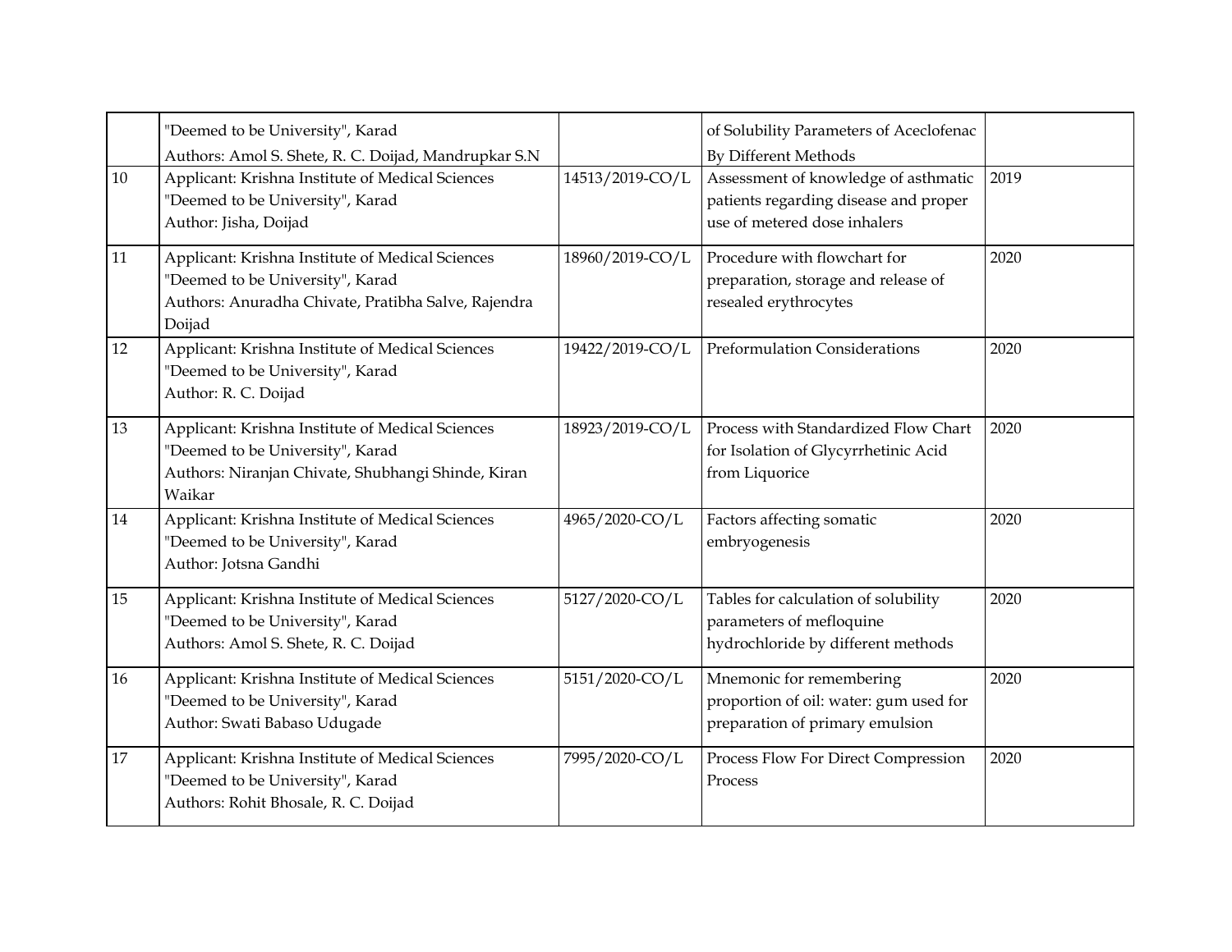| | | | | |
|---|---|---|---|---|
| | "Deemed to be University", Karad<br>Authors: Amol S. Shete, R. C. Doijad, Mandrupkar S.N | | of Solubility Parameters of Aceclofenac By Different Methods | |
| 10 | Applicant: Krishna Institute of Medical Sciences "Deemed to be University", Karad<br>Author: Jisha, Doijad | 14513/2019-CO/L | Assessment of knowledge of asthmatic patients regarding disease and proper use of metered dose inhalers | 2019 |
| 11 | Applicant: Krishna Institute of Medical Sciences "Deemed to be University", Karad<br>Authors: Anuradha Chivate, Pratibha Salve, Rajendra Doijad | 18960/2019-CO/L | Procedure with flowchart for preparation, storage and release of resealed erythrocytes | 2020 |
| 12 | Applicant: Krishna Institute of Medical Sciences "Deemed to be University", Karad<br>Author: R. C. Doijad | 19422/2019-CO/L | Preformulation Considerations | 2020 |
| 13 | Applicant: Krishna Institute of Medical Sciences "Deemed to be University", Karad<br>Authors: Niranjan Chivate, Shubhangi Shinde, Kiran Waikar | 18923/2019-CO/L | Process with Standardized Flow Chart for Isolation of Glycyrrhetinic Acid from Liquorice | 2020 |
| 14 | Applicant: Krishna Institute of Medical Sciences "Deemed to be University", Karad<br>Author: Jotsna Gandhi | 4965/2020-CO/L | Factors affecting somatic embryogenesis | 2020 |
| 15 | Applicant: Krishna Institute of Medical Sciences "Deemed to be University", Karad<br>Authors: Amol S. Shete, R. C. Doijad | 5127/2020-CO/L | Tables for calculation of solubility parameters of mefloquine hydrochloride by different methods | 2020 |
| 16 | Applicant: Krishna Institute of Medical Sciences "Deemed to be University", Karad<br>Author: Swati Babaso Udugade | 5151/2020-CO/L | Mnemonic for remembering proportion of oil: water: gum used for preparation of primary emulsion | 2020 |
| 17 | Applicant: Krishna Institute of Medical Sciences "Deemed to be University", Karad<br>Authors: Rohit Bhosale, R. C. Doijad | 7995/2020-CO/L | Process Flow For Direct Compression Process | 2020 |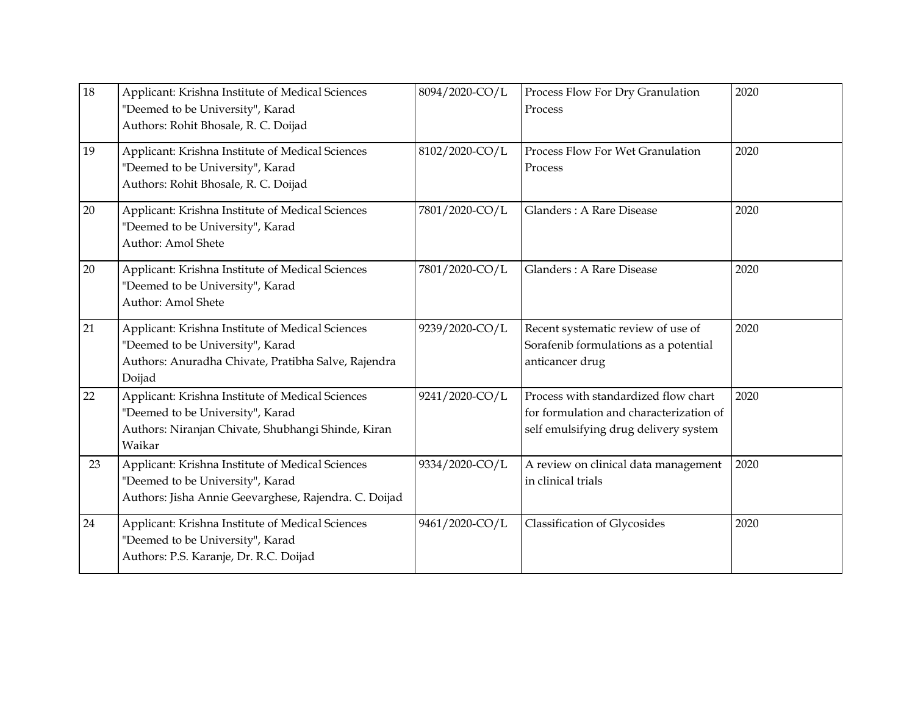| 18 | Applicant: Krishna Institute of Medical Sciences "Deemed to be University", Karad<br>Authors: Rohit Bhosale, R. C. Doijad | 8094/2020-CO/L | Process Flow For Dry Granulation Process | 2020 |
|---|---|---|---|---|
| 19 | Applicant: Krishna Institute of Medical Sciences "Deemed to be University", Karad<br>Authors: Rohit Bhosale, R. C. Doijad | 8102/2020-CO/L | Process Flow For Wet Granulation Process | 2020 |
| 20 | Applicant: Krishna Institute of Medical Sciences "Deemed to be University", Karad<br>Author: Amol Shete | 7801/2020-CO/L | Glanders : A Rare Disease | 2020 |
| 20 | Applicant: Krishna Institute of Medical Sciences "Deemed to be University", Karad<br>Author: Amol Shete | 7801/2020-CO/L | Glanders : A Rare Disease | 2020 |
| 21 | Applicant: Krishna Institute of Medical Sciences "Deemed to be University", Karad<br>Authors: Anuradha Chivate, Pratibha Salve, Rajendra Doijad | 9239/2020-CO/L | Recent systematic review of use of Sorafenib formulations as a potential anticancer drug | 2020 |
| 22 | Applicant: Krishna Institute of Medical Sciences "Deemed to be University", Karad<br>Authors: Niranjan Chivate, Shubhangi Shinde, Kiran Waikar | 9241/2020-CO/L | Process with standardized flow chart for formulation and characterization of self emulsifying drug delivery system | 2020 |
| 23 | Applicant: Krishna Institute of Medical Sciences "Deemed to be University", Karad<br>Authors: Jisha Annie Geevarghese, Rajendra. C. Doijad | 9334/2020-CO/L | A review on clinical data management in clinical trials | 2020 |
| 24 | Applicant: Krishna Institute of Medical Sciences "Deemed to be University", Karad<br>Authors: P.S. Karanje, Dr. R.C. Doijad | 9461/2020-CO/L | Classification of Glycosides | 2020 |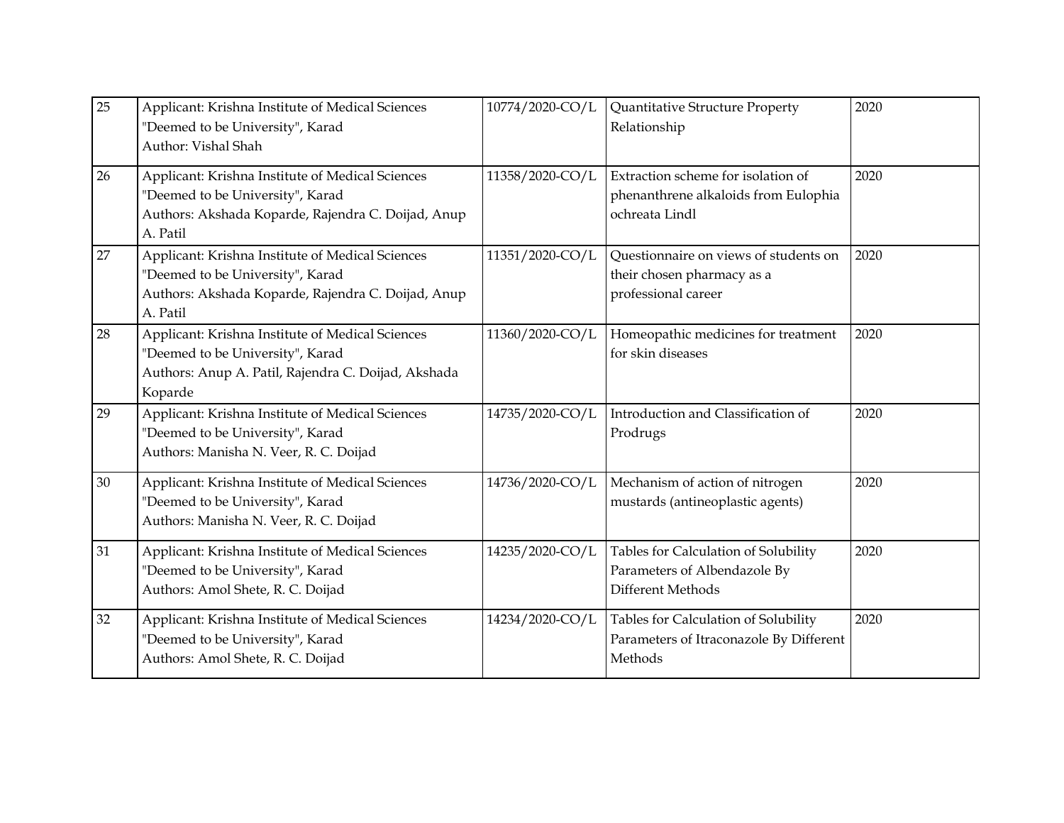| | | | | |
|---|---|---|---|---|
| 25 | Applicant: Krishna Institute of Medical Sciences "Deemed to be University", Karad Author: Vishal Shah | 10774/2020-CO/L | Quantitative Structure Property Relationship | 2020 |
| 26 | Applicant: Krishna Institute of Medical Sciences "Deemed to be University", Karad Authors: Akshada Koparde, Rajendra C. Doijad, Anup A. Patil | 11358/2020-CO/L | Extraction scheme for isolation of phenanthrene alkaloids from Eulophia ochreata Lindl | 2020 |
| 27 | Applicant: Krishna Institute of Medical Sciences "Deemed to be University", Karad Authors: Akshada Koparde, Rajendra C. Doijad, Anup A. Patil | 11351/2020-CO/L | Questionnaire on views of students on their chosen pharmacy as a professional career | 2020 |
| 28 | Applicant: Krishna Institute of Medical Sciences "Deemed to be University", Karad Authors: Anup A. Patil, Rajendra C. Doijad, Akshada Koparde | 11360/2020-CO/L | Homeopathic medicines for treatment for skin diseases | 2020 |
| 29 | Applicant: Krishna Institute of Medical Sciences "Deemed to be University", Karad Authors: Manisha N. Veer, R. C. Doijad | 14735/2020-CO/L | Introduction and Classification of Prodrugs | 2020 |
| 30 | Applicant: Krishna Institute of Medical Sciences "Deemed to be University", Karad Authors: Manisha N. Veer, R. C. Doijad | 14736/2020-CO/L | Mechanism of action of nitrogen mustards (antineoplastic agents) | 2020 |
| 31 | Applicant: Krishna Institute of Medical Sciences "Deemed to be University", Karad Authors: Amol Shete, R. C. Doijad | 14235/2020-CO/L | Tables for Calculation of Solubility Parameters of Albendazole By Different Methods | 2020 |
| 32 | Applicant: Krishna Institute of Medical Sciences "Deemed to be University", Karad Authors: Amol Shete, R. C. Doijad | 14234/2020-CO/L | Tables for Calculation of Solubility Parameters of Itraconazole By Different Methods | 2020 |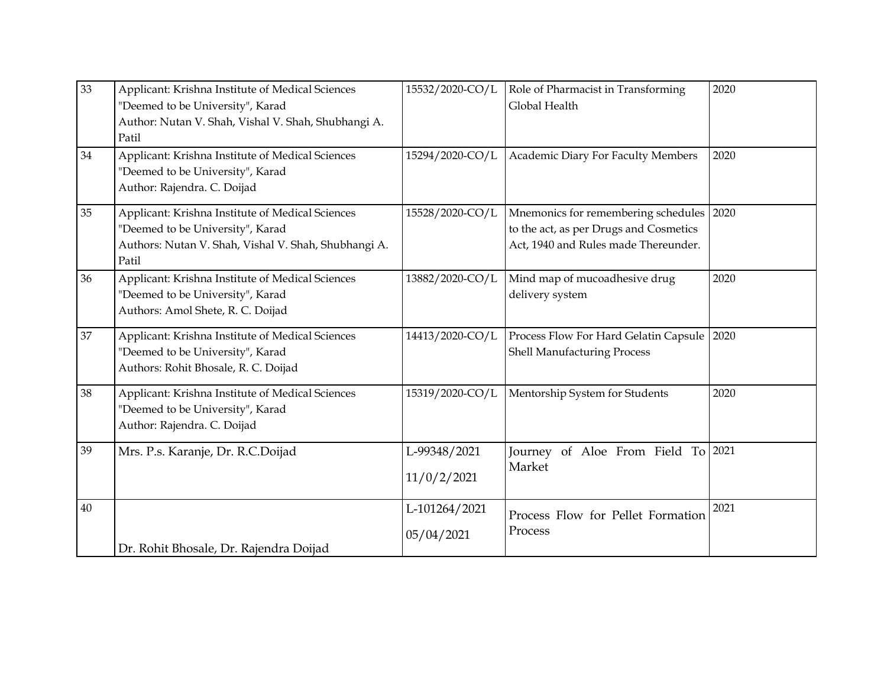| 33 | Applicant: Krishna Institute of Medical Sciences "Deemed to be University", Karad Author: Nutan V. Shah, Vishal V. Shah, Shubhangi A. Patil | 15532/2020-CO/L | Role of Pharmacist in Transforming Global Health | 2020 |
|---|---|---|---|---|
| 34 | Applicant: Krishna Institute of Medical Sciences "Deemed to be University", Karad Author: Rajendra. C. Doijad | 15294/2020-CO/L | Academic Diary For Faculty Members | 2020 |
| 35 | Applicant: Krishna Institute of Medical Sciences "Deemed to be University", Karad Authors: Nutan V. Shah, Vishal V. Shah, Shubhangi A. Patil | 15528/2020-CO/L | Mnemonics for remembering schedules to the act, as per Drugs and Cosmetics Act, 1940 and Rules made Thereunder. | 2020 |
| 36 | Applicant: Krishna Institute of Medical Sciences "Deemed to be University", Karad Authors: Amol Shete, R. C. Doijad | 13882/2020-CO/L | Mind map of mucoadhesive drug delivery system | 2020 |
| 37 | Applicant: Krishna Institute of Medical Sciences "Deemed to be University", Karad Authors: Rohit Bhosale, R. C. Doijad | 14413/2020-CO/L | Process Flow For Hard Gelatin Capsule Shell Manufacturing Process | 2020 |
| 38 | Applicant: Krishna Institute of Medical Sciences "Deemed to be University", Karad Author: Rajendra. C. Doijad | 15319/2020-CO/L | Mentorship System for Students | 2020 |
| 39 | Mrs. P.s. Karanje, Dr. R.C.Doijad | L-99348/2021 11/0/2/2021 | Journey of Aloe From Field To Market | 2021 |
| 40 | Dr. Rohit Bhosale, Dr. Rajendra Doijad | L-101264/2021 05/04/2021 | Process Flow for Pellet Formation Process | 2021 |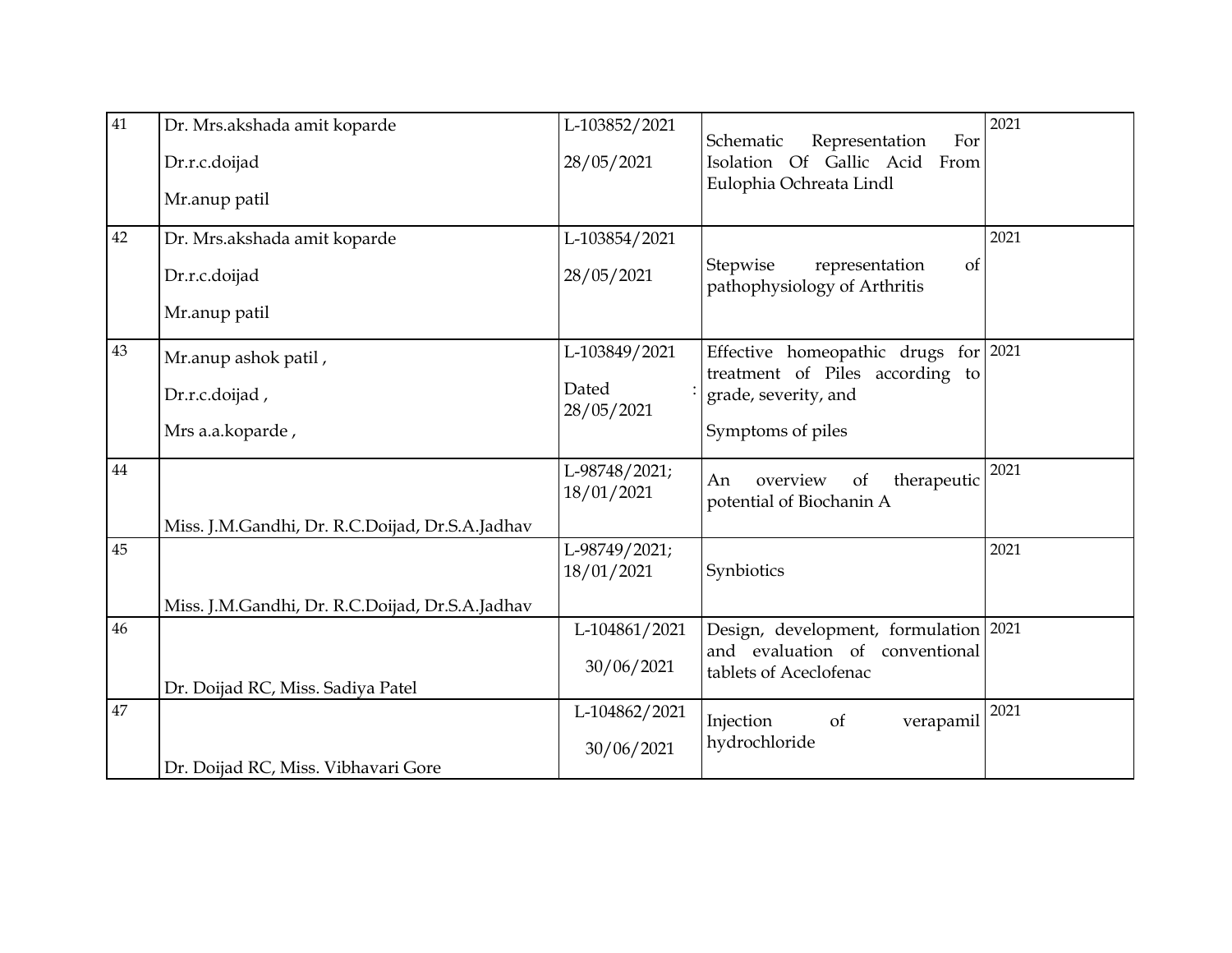| 41 | Dr. Mrs.akshada amit koparde<br>Dr.r.c.doijad<br>Mr.anup patil | L-103852/2021<br>28/05/2021 | Schematic Representation For Isolation Of Gallic Acid From Eulophia Ochreata Lindl | 2021 |
|---|---|---|---|---|
| 42 | Dr. Mrs.akshada amit koparde<br>Dr.r.c.doijad<br>Mr.anup patil | L-103854/2021<br>28/05/2021 | Stepwise representation of pathophysiology of Arthritis | 2021 |
| 43 | Mr.anup ashok patil ,<br>Dr.r.c.doijad ,<br>Mrs a.a.koparde , | L-103849/2021<br>Dated : 28/05/2021 | Effective homeopathic drugs for treatment of Piles according to grade, severity, and<br>Symptoms of piles | 2021 |
| 44 | Miss. J.M.Gandhi, Dr. R.C.Doijad, Dr.S.A.Jadhav | L-98748/2021; 18/01/2021 | An overview of therapeutic potential of Biochanin A | 2021 |
| 45 | Miss. J.M.Gandhi, Dr. R.C.Doijad, Dr.S.A.Jadhav | L-98749/2021; 18/01/2021 | Synbiotics | 2021 |
| 46 | Dr. Doijad RC, Miss. Sadiya Patel | L-104861/2021<br>30/06/2021 | Design, development, formulation and evaluation of conventional tablets of Aceclofenac | 2021 |
| 47 | Dr. Doijad RC, Miss. Vibhavari Gore | L-104862/2021<br>30/06/2021 | Injection of verapamil hydrochloride | 2021 |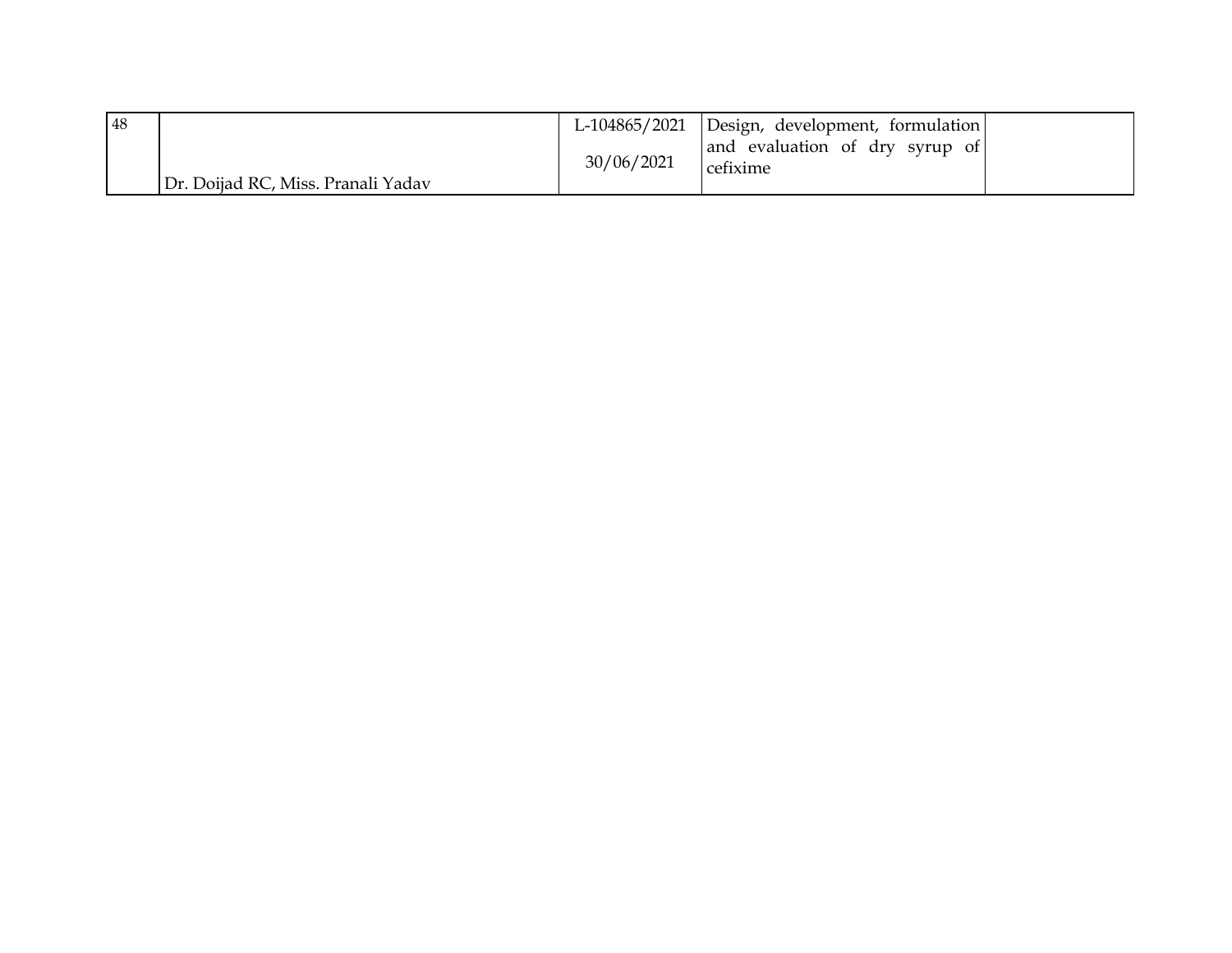| | | | | |
|---|---|---|---|---|
| 48 | Dr. Doijad RC, Miss. Pranali Yadav | L-104865/2021<br>30/06/2021 | Design, development, formulation and evaluation of dry syrup of cefixime | |